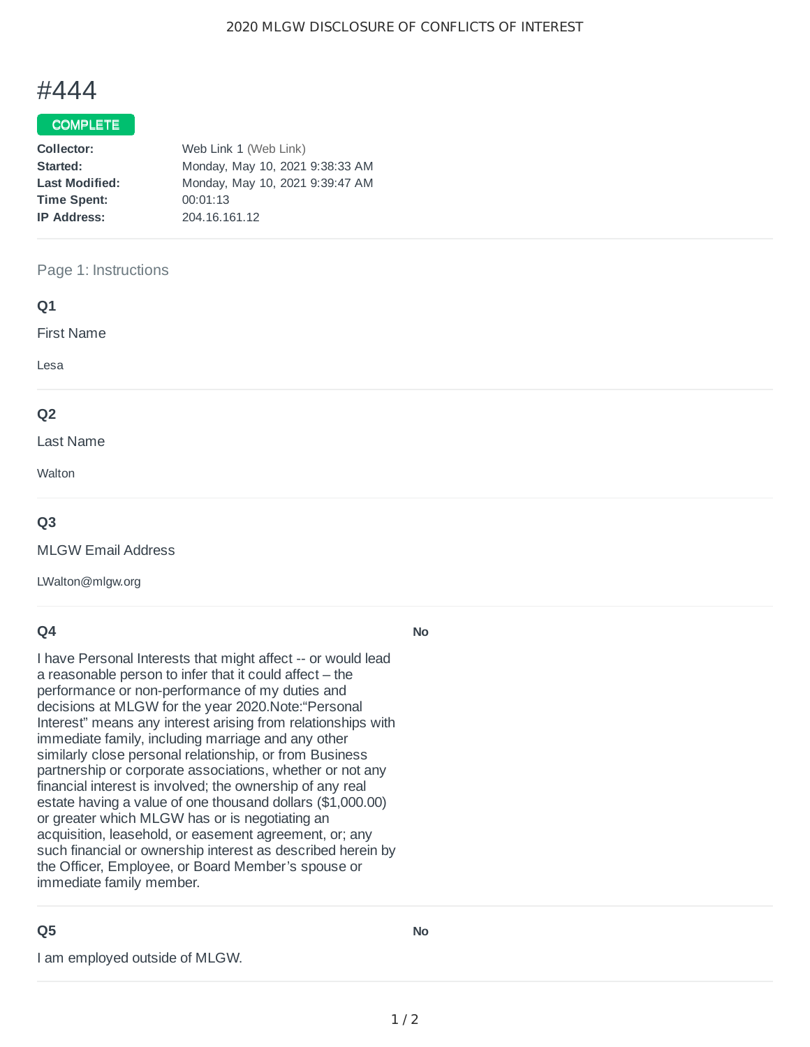# #444

**COMPLETE**

**Collector:** Web Link 1 (Web Link)
**Started:** Monday, May 10, 2021 9:38:33 AM
**Last Modified:** Monday, May 10, 2021 9:39:47 AM
**Time Spent:** 00:01:13
**IP Address:** 204.16.161.12

---

## Page 1: Instructions

### Q1

First Name

Lesa

### Q2

Last Name

Walton

### Q3

MLGW Email Address

LWalton@mlgw.org

### Q4

I have Personal Interests that might affect -- or would lead a reasonable person to infer that it could affect – the performance or non-performance of my duties and decisions at MLGW for the year 2020.Note:“Personal Interest” means any interest arising from relationships with immediate family, including marriage and any other similarly close personal relationship, or from Business partnership or corporate associations, whether or not any financial interest is involved; the ownership of any real estate having a value of one thousand dollars ($1,000.00) or greater which MLGW has or is negotiating an acquisition, leasehold, or easement agreement, or; any such financial or ownership interest as described herein by the Officer, Employee, or Board Member’s spouse or immediate family member.

**No**

### Q5

I am employed outside of MLGW.

**No**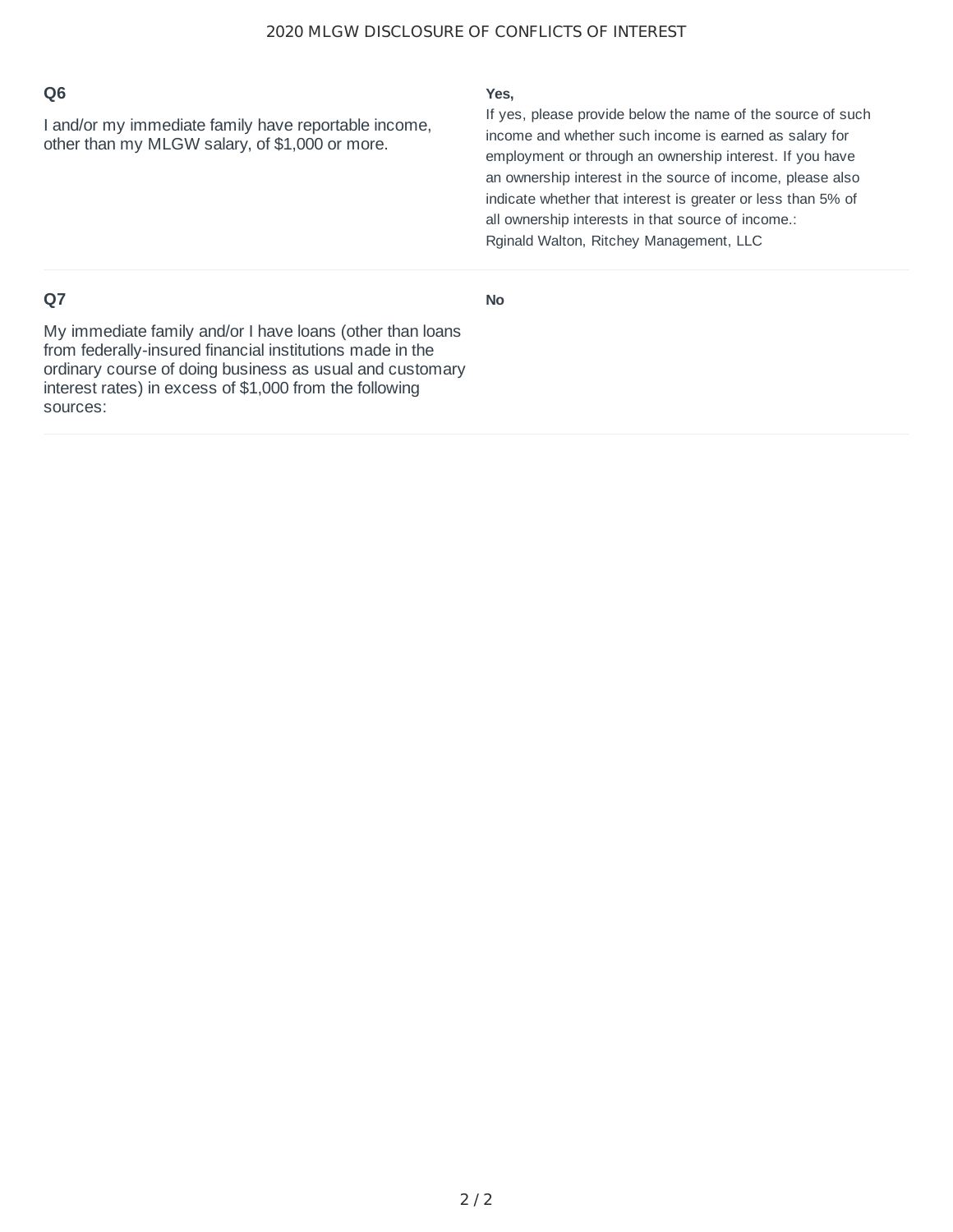### Q6

I and/or my immediate family have reportable income, other than my MLGW salary, of $1,000 or more.

**Yes,**

If yes, please provide below the name of the source of such income and whether such income is earned as salary for employment or through an ownership interest. If you have an ownership interest in the source of income, please also indicate whether that interest is greater or less than 5% of all ownership interests in that source of income.:
Rginald Walton, Ritchey Management, LLC

---

### Q7

My immediate family and/or I have loans (other than loans from federally-insured financial institutions made in the ordinary course of doing business as usual and customary interest rates) in excess of $1,000 from the following sources:

**No**